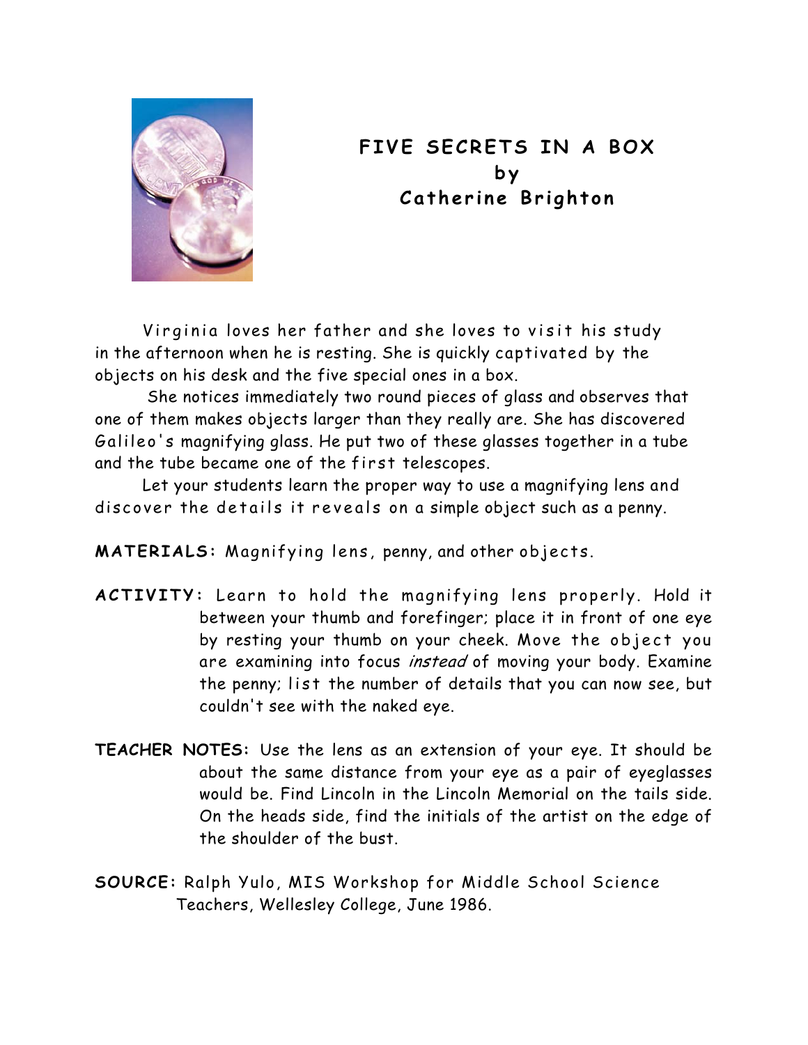# FIVE SECRETS IN A BOX
## by
## Catherine Brighton

Virginia loves her father and she loves to visit his study in the afternoon when he is resting. She is quickly captivated by the objects on his desk and the five special ones in a box.

She notices immediately two round pieces of glass and observes that one of them makes objects larger than they really are. She has discovered Galileo's magnifying glass. He put two of these glasses together in a tube and the tube became one of the first telescopes.

Let your students learn the proper way to use a magnifying lens and discover the details it reveals on a simple object such as a penny.

**MATERIALS:** Magnifying lens, penny, and other objects.

**ACTIVITY:** Learn to hold the magnifying lens properly. Hold it between your thumb and forefinger; place it in front of one eye by resting your thumb on your cheek. Move the object you are examining into focus *instead* of moving your body. Examine the penny; list the number of details that you can now see, but couldn't see with the naked eye.

**TEACHER NOTES:** Use the lens as an extension of your eye. It should be about the same distance from your eye as a pair of eyeglasses would be. Find Lincoln in the Lincoln Memorial on the tails side. On the heads side, find the initials of the artist on the edge of the shoulder of the bust.

**SOURCE:** Ralph Yulo, MIS Workshop for Middle School Science Teachers, Wellesley College, June 1986.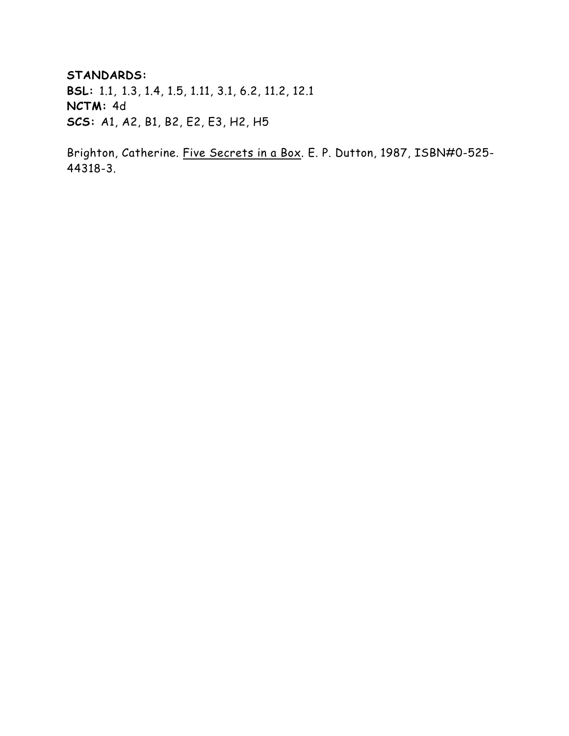**STANDARDS:**
**BSL:** 1.1, 1.3, 1.4, 1.5, 1.11, 3.1, 6.2, 11.2, 12.1
**NCTM:** 4d
**SCS:** A1, A2, B1, B2, E2, E3, H2, H5

Brighton, Catherine. Five Secrets in a Box. E. P. Dutton, 1987, ISBN#0-525-44318-3.